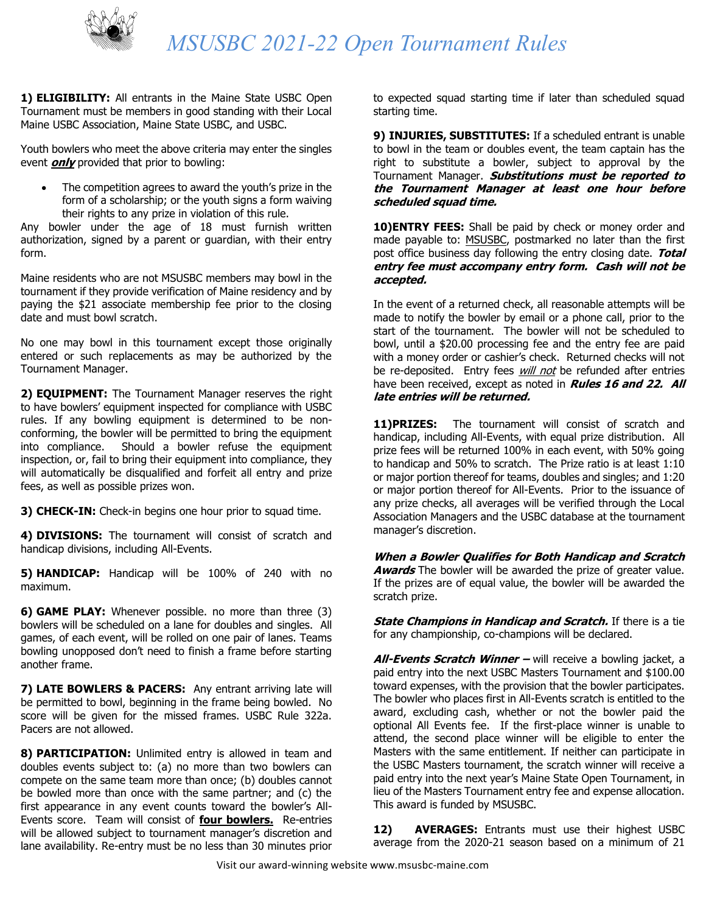# MSUSBC 2021-22 Open Tournament Rules

**1) ELIGIBILITY:** All entrants in the Maine State USBC Open Tournament must be members in good standing with their Local Maine USBC Association, Maine State USBC, and USBC.

Youth bowlers who meet the above criteria may enter the singles event ***only*** provided that prior to bowling:

- The competition agrees to award the youth's prize in the form of a scholarship; or the youth signs a form waiving their rights to any prize in violation of this rule.

Any bowler under the age of 18 must furnish written authorization, signed by a parent or guardian, with their entry form.

Maine residents who are not MSUSBC members may bowl in the tournament if they provide verification of Maine residency and by paying the $21 associate membership fee prior to the closing date and must bowl scratch.

No one may bowl in this tournament except those originally entered or such replacements as may be authorized by the Tournament Manager.

**2) EQUIPMENT:** The Tournament Manager reserves the right to have bowlers' equipment inspected for compliance with USBC rules. If any bowling equipment is determined to be non-conforming, the bowler will be permitted to bring the equipment into compliance. Should a bowler refuse the equipment inspection, or, fail to bring their equipment into compliance, they will automatically be disqualified and forfeit all entry and prize fees, as well as possible prizes won.

**3) CHECK-IN:** Check-in begins one hour prior to squad time.

**4) DIVISIONS:** The tournament will consist of scratch and handicap divisions, including All-Events.

**5) HANDICAP:** Handicap will be 100% of 240 with no maximum.

**6) GAME PLAY:** Whenever possible. no more than three (3) bowlers will be scheduled on a lane for doubles and singles. All games, of each event, will be rolled on one pair of lanes. Teams bowling unopposed don't need to finish a frame before starting another frame.

**7) LATE BOWLERS & PACERS:** Any entrant arriving late will be permitted to bowl, beginning in the frame being bowled. No score will be given for the missed frames. USBC Rule 322a. Pacers are not allowed.

**8) PARTICIPATION:** Unlimited entry is allowed in team and doubles events subject to: (a) no more than two bowlers can compete on the same team more than once; (b) doubles cannot be bowled more than once with the same partner; and (c) the first appearance in any event counts toward the bowler's All-Events score. Team will consist of **four bowlers.** Re-entries will be allowed subject to tournament manager's discretion and lane availability. Re-entry must be no less than 30 minutes prior to expected squad starting time if later than scheduled squad starting time.

**9) INJURIES, SUBSTITUTES:** If a scheduled entrant is unable to bowl in the team or doubles event, the team captain has the right to substitute a bowler, subject to approval by the Tournament Manager. ***Substitutions must be reported to the Tournament Manager at least one hour before scheduled squad time.***

**10)ENTRY FEES:** Shall be paid by check or money order and made payable to: MSUSBC, postmarked no later than the first post office business day following the entry closing date. ***Total entry fee must accompany entry form. Cash will not be accepted.***

In the event of a returned check, all reasonable attempts will be made to notify the bowler by email or a phone call, prior to the start of the tournament. The bowler will not be scheduled to bowl, until a $20.00 processing fee and the entry fee are paid with a money order or cashier's check. Returned checks will not be re-deposited. Entry fees *will not* be refunded after entries have been received, except as noted in ***Rules 16 and 22. All late entries will be returned.***

**11)PRIZES:** The tournament will consist of scratch and handicap, including All-Events, with equal prize distribution. All prize fees will be returned 100% in each event, with 50% going to handicap and 50% to scratch. The Prize ratio is at least 1:10 or major portion thereof for teams, doubles and singles; and 1:20 or major portion thereof for All-Events. Prior to the issuance of any prize checks, all averages will be verified through the Local Association Managers and the USBC database at the tournament manager's discretion.

***When a Bowler Qualifies for Both Handicap and Scratch Awards*** The bowler will be awarded the prize of greater value. If the prizes are of equal value, the bowler will be awarded the scratch prize.

***State Champions in Handicap and Scratch.*** If there is a tie for any championship, co-champions will be declared.

***All-Events Scratch Winner –*** will receive a bowling jacket, a paid entry into the next USBC Masters Tournament and $100.00 toward expenses, with the provision that the bowler participates. The bowler who places first in All-Events scratch is entitled to the award, excluding cash, whether or not the bowler paid the optional All Events fee. If the first-place winner is unable to attend, the second place winner will be eligible to enter the Masters with the same entitlement. If neither can participate in the USBC Masters tournament, the scratch winner will receive a paid entry into the next year's Maine State Open Tournament, in lieu of the Masters Tournament entry fee and expense allocation. This award is funded by MSUSBC.

**12) AVERAGES:** Entrants must use their highest USBC average from the 2020-21 season based on a minimum of 21

Visit our award-winning website www.msusbc-maine.com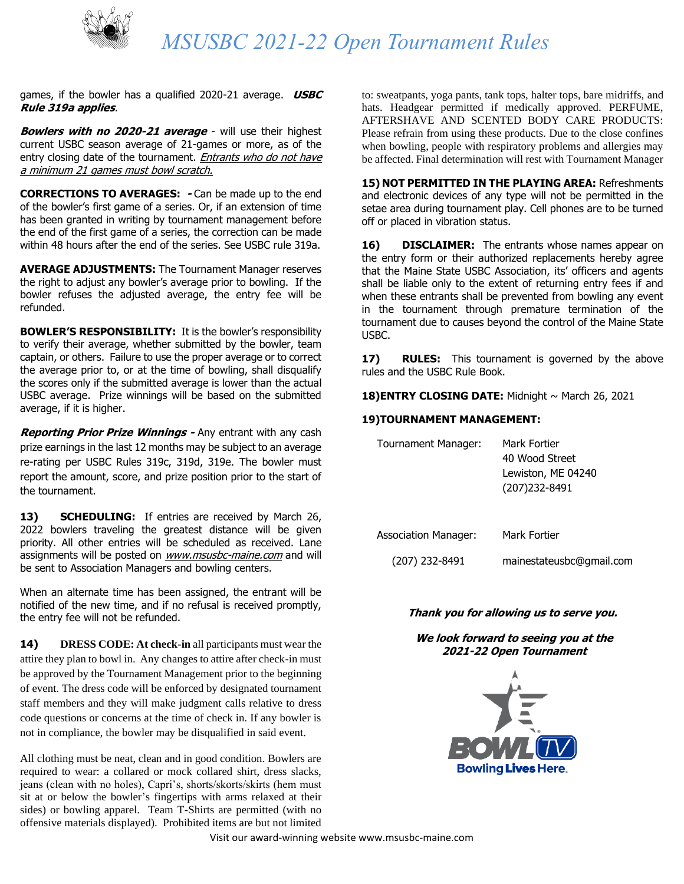# MSUSBC 2021-22 Open Tournament Rules

games, if the bowler has a qualified 2020-21 average. ***USBC Rule 319a applies***.

***Bowlers with no 2020-21 average*** - will use their highest current USBC season average of 21-games or more, as of the entry closing date of the tournament. *Entrants who do not have a minimum 21 games must bowl scratch.*

**CORRECTIONS TO AVERAGES: -** Can be made up to the end of the bowler's first game of a series. Or, if an extension of time has been granted in writing by tournament management before the end of the first game of a series, the correction can be made within 48 hours after the end of the series. See USBC rule 319a.

**AVERAGE ADJUSTMENTS:** The Tournament Manager reserves the right to adjust any bowler's average prior to bowling. If the bowler refuses the adjusted average, the entry fee will be refunded.

**BOWLER'S RESPONSIBILITY:** It is the bowler's responsibility to verify their average, whether submitted by the bowler, team captain, or others. Failure to use the proper average or to correct the average prior to, or at the time of bowling, shall disqualify the scores only if the submitted average is lower than the actual USBC average. Prize winnings will be based on the submitted average, if it is higher.

***Reporting Prior Prize Winnings -*** Any entrant with any cash prize earnings in the last 12 months may be subject to an average re-rating per USBC Rules 319c, 319d, 319e. The bowler must report the amount, score, and prize position prior to the start of the tournament.

**13) SCHEDULING:** If entries are received by March 26, 2022 bowlers traveling the greatest distance will be given priority. All other entries will be scheduled as received. Lane assignments will be posted on *www.msusbc-maine.com* and will be sent to Association Managers and bowling centers.

When an alternate time has been assigned, the entrant will be notified of the new time, and if no refusal is received promptly, the entry fee will not be refunded.

**14) DRESS CODE: At check-in** all participants must wear the attire they plan to bowl in. Any changes to attire after check-in must be approved by the Tournament Management prior to the beginning of event. The dress code will be enforced by designated tournament staff members and they will make judgment calls relative to dress code questions or concerns at the time of check in. If any bowler is not in compliance, the bowler may be disqualified in said event.

All clothing must be neat, clean and in good condition. Bowlers are required to wear: a collared or mock collared shirt, dress slacks, jeans (clean with no holes), Capri's, shorts/skorts/skirts (hem must sit at or below the bowler's fingertips with arms relaxed at their sides) or bowling apparel. Team T-Shirts are permitted (with no offensive materials displayed). Prohibited items are but not limited to: sweatpants, yoga pants, tank tops, halter tops, bare midriffs, and hats. Headgear permitted if medically approved. PERFUME, AFTERSHAVE AND SCENTED BODY CARE PRODUCTS: Please refrain from using these products. Due to the close confines when bowling, people with respiratory problems and allergies may be affected. Final determination will rest with Tournament Manager

**15) NOT PERMITTED IN THE PLAYING AREA:** Refreshments and electronic devices of any type will not be permitted in the setae area during tournament play. Cell phones are to be turned off or placed in vibration status.

**16) DISCLAIMER:** The entrants whose names appear on the entry form or their authorized replacements hereby agree that the Maine State USBC Association, its' officers and agents shall be liable only to the extent of returning entry fees if and when these entrants shall be prevented from bowling any event in the tournament through premature termination of the tournament due to causes beyond the control of the Maine State USBC.

**17) RULES:** This tournament is governed by the above rules and the USBC Rule Book.

**18) ENTRY CLOSING DATE:** Midnight ~ March 26, 2021

**19) TOURNAMENT MANAGEMENT:**

Tournament Manager: Mark Fortier
40 Wood Street
Lewiston, ME 04240
(207)232-8491

Association Manager: Mark Fortier
(207) 232-8491 mainestateusbc@gmail.com

***Thank you for allowing us to serve you.***

***We look forward to seeing you at the 2021-22 Open Tournament***

BOWL TV
Bowling Lives Here.

Visit our award-winning website www.msusbc-maine.com